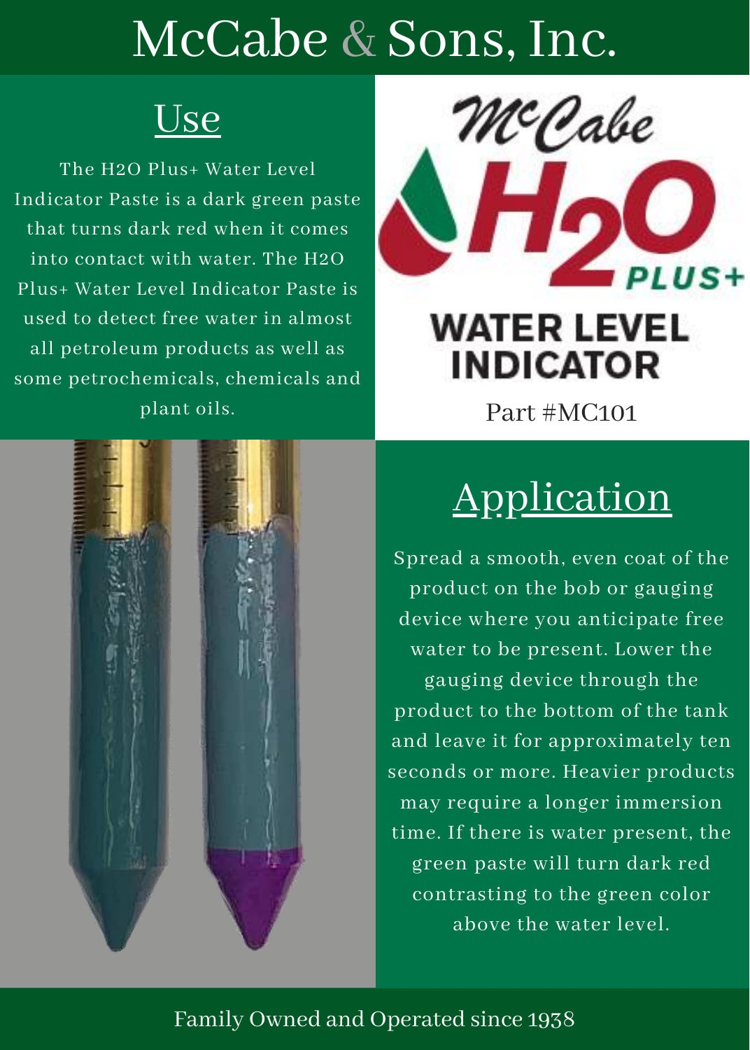# McCabe & Sons, Inc.

## Use

The H2O Plus+ Water Level Indicator Paste is a dark green paste that turns dark red when it comes into contact with water. The H2O Plus+ Water Level Indicator Paste is used to detect free water in almost all petroleum products as well as some petrochemicals, chemicals and plant oils.

McCabe H2O PLUS+

WATER LEVEL INDICATOR

Part #MC101

## Application

Spread a smooth, even coat of the product on the bob or gauging device where you anticipate free water to be present. Lower the gauging device through the product to the bottom of the tank and leave it for approximately ten seconds or more. Heavier products may require a longer immersion time. If there is water present, the green paste will turn dark red contrasting to the green color above the water level.

Family Owned and Operated since 1938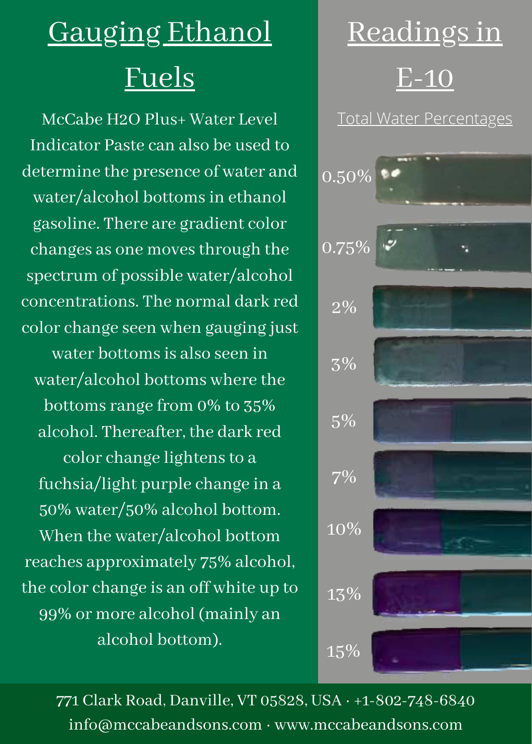# Gauging Ethanol Fuels

McCabe H2O Plus+ Water Level Indicator Paste can also be used to determine the presence of water and water/alcohol bottoms in ethanol gasoline. There are gradient color changes as one moves through the spectrum of possible water/alcohol concentrations. The normal dark red color change seen when gauging just water bottoms is also seen in water/alcohol bottoms where the bottoms range from 0% to 35% alcohol. Thereafter, the dark red color change lightens to a fuchsia/light purple change in a 50% water/50% alcohol bottom. When the water/alcohol bottom reaches approximately 75% alcohol, the color change is an off white up to 99% or more alcohol (mainly an alcohol bottom).

# Readings in E-10

Total Water Percentages

0.50%

0.75%

2%

3%

5%

7%

10%

13%

15%

771 Clark Road, Danville, VT 05828, USA · +1-802-748-6840
info@mccabeandsons.com · www.mccabeandsons.com